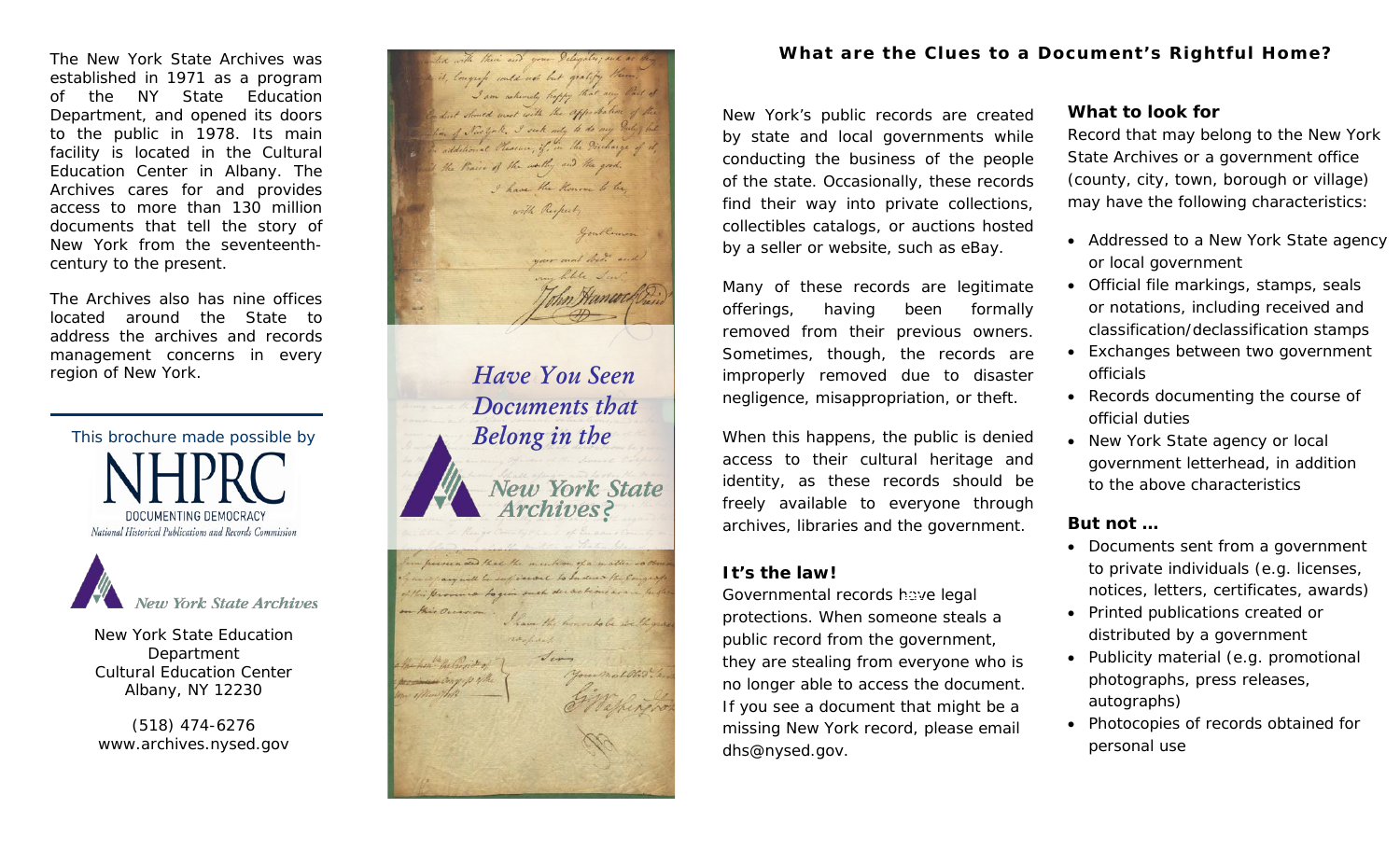The New York State Archives was established in 1971 as a program of the NY State Education Department, and opened its doors to the public in 1978. Its main facility is located in the Cultural Education Center in Albany. The Archives cares for and provides access to more than 130 million documents that tell the story of New York from the seventeenth-century to the present.

The Archives also has nine offices located around the State to address the archives and records management concerns in every region of New York.

This brochure made possible by

NHPRC
DOCUMENTING DEMOCRACY
National Historical Publications and Records Commission

New York State Archives

New York State Education Department
Cultural Education Center
Albany, NY 12230

(518) 474-6276
www.archives.nysed.gov

# *Have You Seen Documents that Belong in the New York State Archives?*

## What are the Clues to a Document's Rightful Home?

New York's public records are created by state and local governments while conducting the business of the people of the state. Occasionally, these records find their way into private collections, collectibles catalogs, or auctions hosted by a seller or website, such as eBay.

Many of these records are legitimate offerings, having been formally removed from their previous owners. Sometimes, though, the records are improperly removed due to disaster negligence, misappropriation, or theft.

When this happens, the public is denied access to their cultural heritage and identity, as these records should be freely available to everyone through archives, libraries and the government.

### It's the law!

Governmental records have legal protections. When someone steals a public record from the government, they are stealing from everyone who is no longer able to access the document. If you see a document that might be a missing New York record, please email dhs@nysed.gov.

### What to look for

Record that may belong to the New York State Archives or a government office (county, city, town, borough or village) may have the following characteristics:

- Addressed to a New York State agency or local government
- Official file markings, stamps, seals or notations, including received and classification/declassification stamps
- Exchanges between two government officials
- Records documenting the course of official duties
- New York State agency or local government letterhead, in addition to the above characteristics

### But not …

- Documents sent from a government to private individuals (e.g. licenses, notices, letters, certificates, awards)
- Printed publications created or distributed by a government
- Publicity material (e.g. promotional photographs, press releases, autographs)
- Photocopies of records obtained for personal use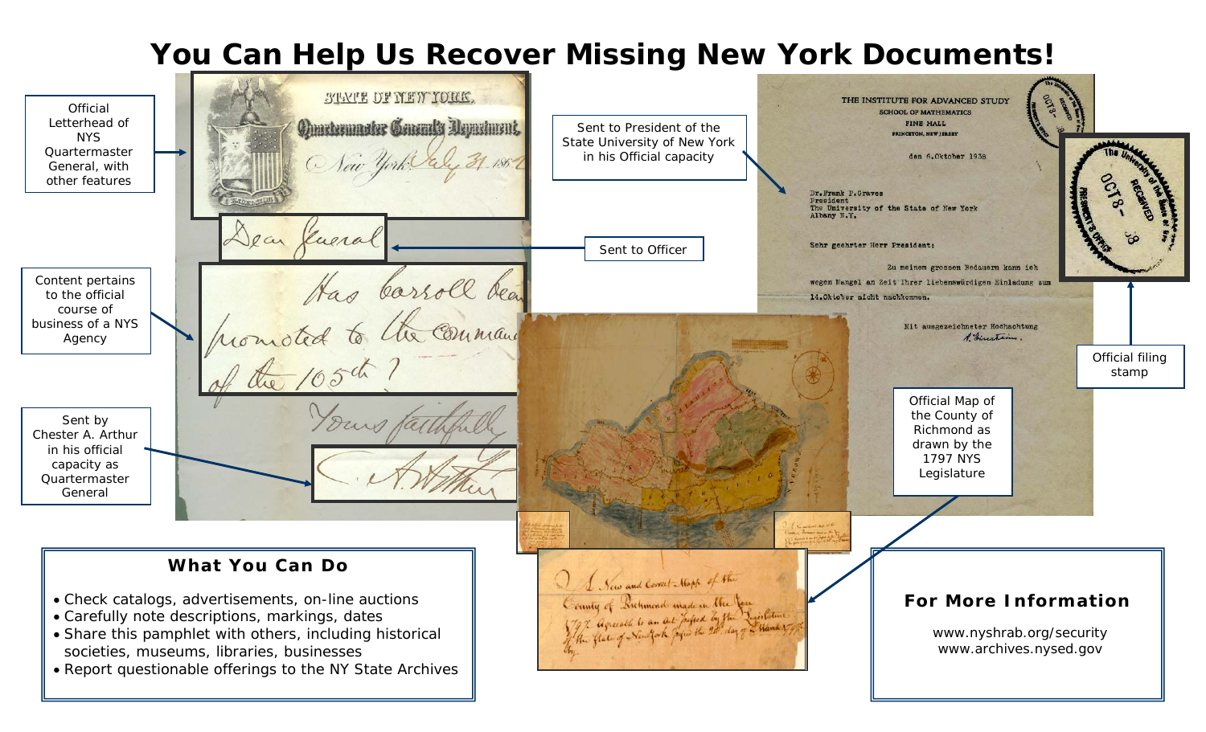# You Can Help Us Recover Missing New York Documents!

Official Letterhead of NYS Quartermaster General, with other features

Sent to Officer

Content pertains to the official course of business of a NYS Agency

Sent by Chester A. Arthur in his official capacity as Quartermaster General

Sent to President of the State University of New York in his Official capacity

Official filing stamp

Official Map of the County of Richmond as drawn by the 1797 NYS Legislature

## What You Can Do

- Check catalogs, advertisements, on-line auctions
- Carefully note descriptions, markings, dates
- Share this pamphlet with others, including historical societies, museums, libraries, businesses
- Report questionable offerings to the NY State Archives

## For More Information

www.nyshrab.org/security
www.archives.nysed.gov